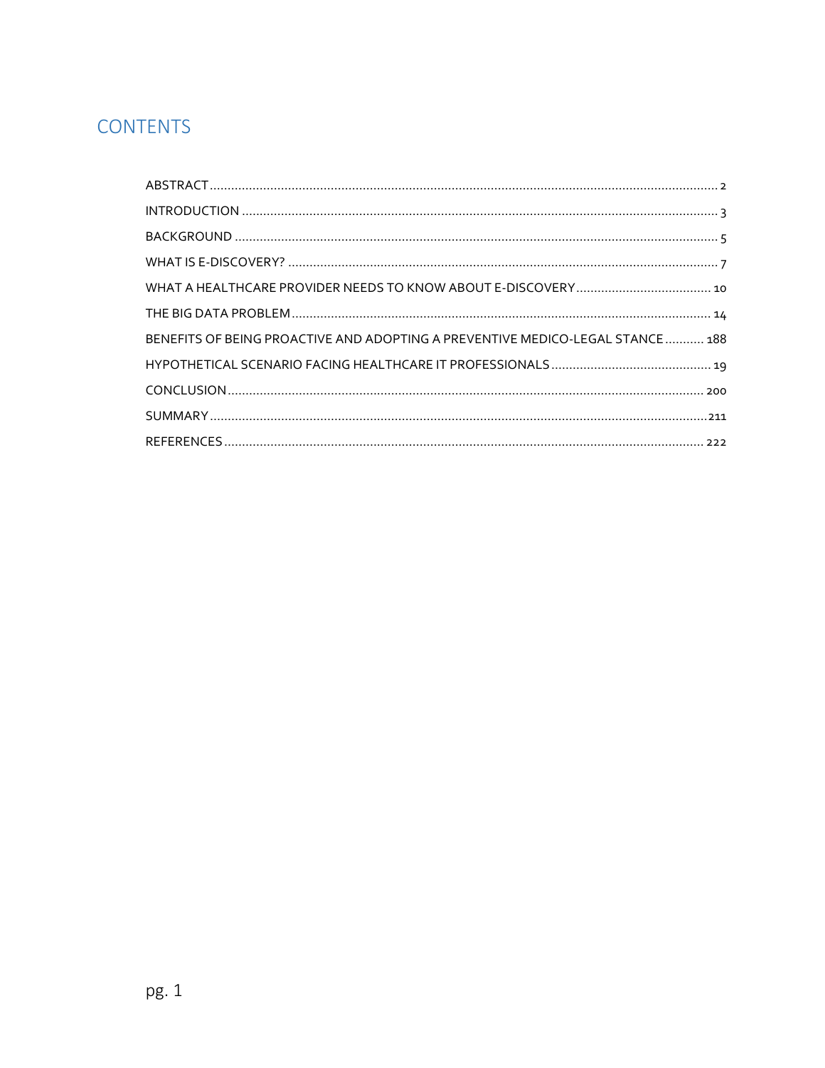# CONTENTS

| | |
|---|---|
| ABSTRACT | 2 |
| INTRODUCTION | 3 |
| BACKGROUND | 5 |
| WHAT IS E-DISCOVERY? | 7 |
| WHAT A HEALTHCARE PROVIDER NEEDS TO KNOW ABOUT E-DISCOVERY | 10 |
| THE BIG DATA PROBLEM | 14 |
| BENEFITS OF BEING PROACTIVE AND ADOPTING A PREVENTIVE MEDICO-LEGAL STANCE | 188 |
| HYPOTHETICAL SCENARIO FACING HEALTHCARE IT PROFESSIONALS | 19 |
| CONCLUSION | 200 |
| SUMMARY | 211 |
| REFERENCES | 222 |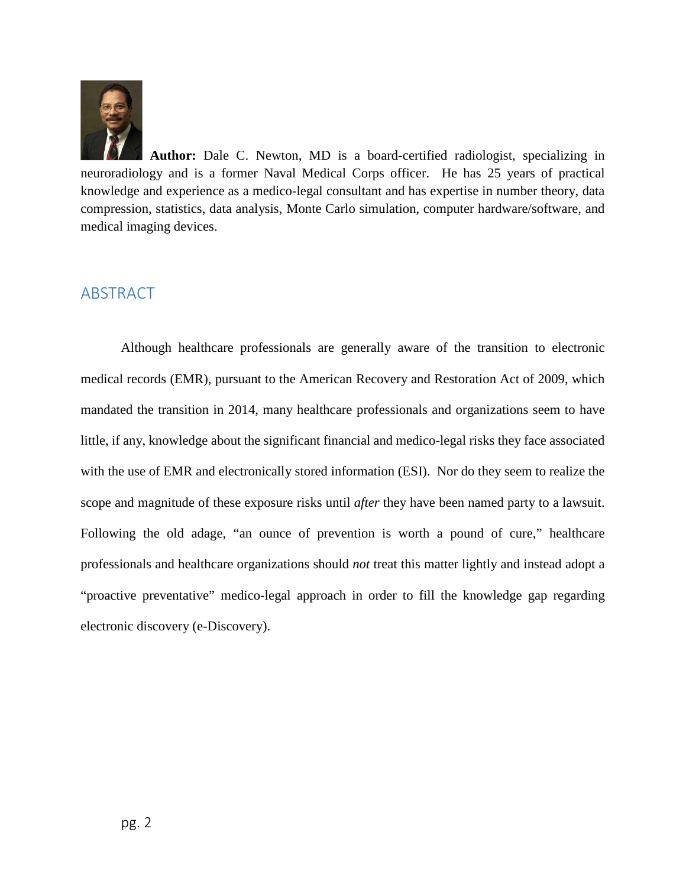**Author:** Dale C. Newton, MD is a board-certified radiologist, specializing in neuroradiology and is a former Naval Medical Corps officer. He has 25 years of practical knowledge and experience as a medico-legal consultant and has expertise in number theory, data compression, statistics, data analysis, Monte Carlo simulation, computer hardware/software, and medical imaging devices.

## ABSTRACT

Although healthcare professionals are generally aware of the transition to electronic medical records (EMR), pursuant to the American Recovery and Restoration Act of 2009, which mandated the transition in 2014, many healthcare professionals and organizations seem to have little, if any, knowledge about the significant financial and medico-legal risks they face associated with the use of EMR and electronically stored information (ESI). Nor do they seem to realize the scope and magnitude of these exposure risks until *after* they have been named party to a lawsuit. Following the old adage, "an ounce of prevention is worth a pound of cure," healthcare professionals and healthcare organizations should *not* treat this matter lightly and instead adopt a "proactive preventative" medico-legal approach in order to fill the knowledge gap regarding electronic discovery (e-Discovery).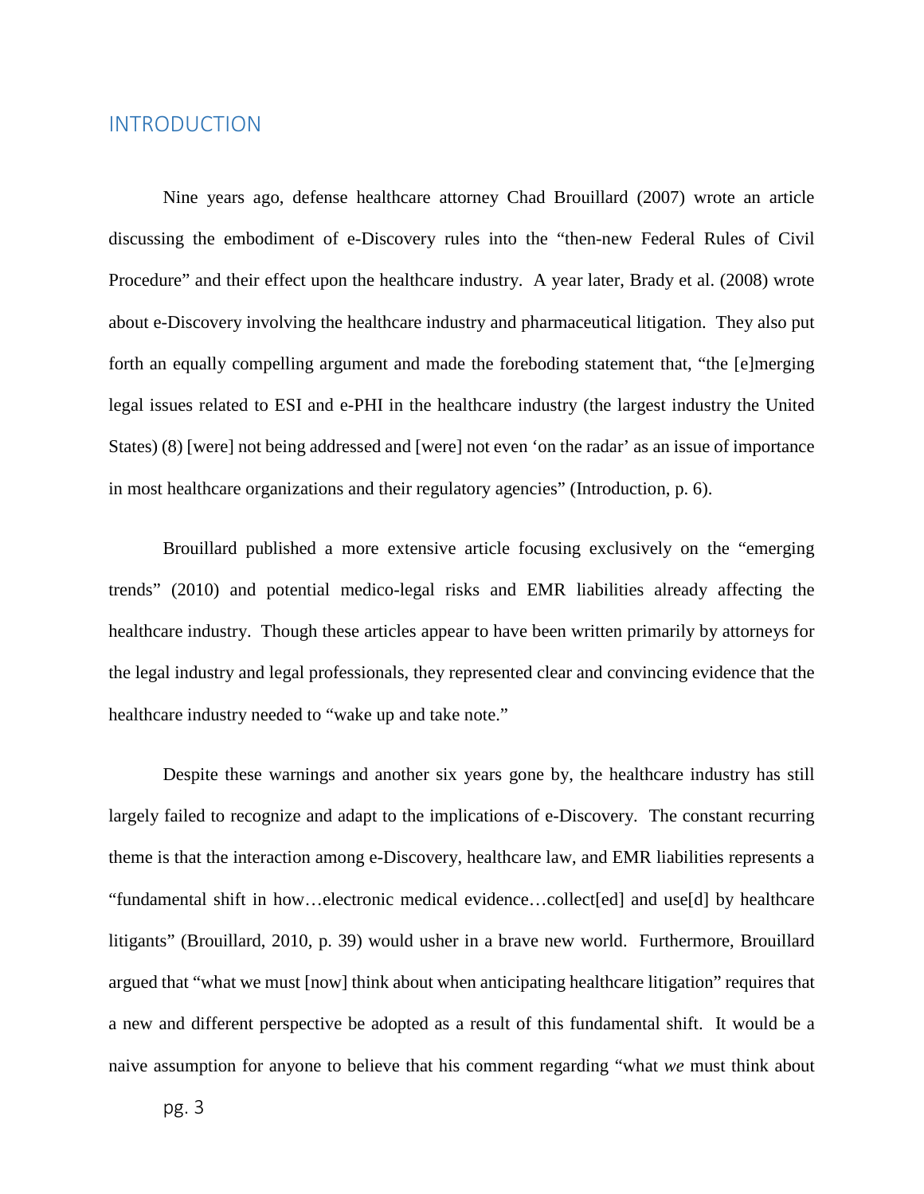# INTRODUCTION

Nine years ago, defense healthcare attorney Chad Brouillard (2007) wrote an article discussing the embodiment of e-Discovery rules into the "then-new Federal Rules of Civil Procedure" and their effect upon the healthcare industry. A year later, Brady et al. (2008) wrote about e-Discovery involving the healthcare industry and pharmaceutical litigation. They also put forth an equally compelling argument and made the foreboding statement that, "the [e]merging legal issues related to ESI and e-PHI in the healthcare industry (the largest industry the United States) (8) [were] not being addressed and [were] not even 'on the radar' as an issue of importance in most healthcare organizations and their regulatory agencies" (Introduction, p. 6).

Brouillard published a more extensive article focusing exclusively on the "emerging trends" (2010) and potential medico-legal risks and EMR liabilities already affecting the healthcare industry. Though these articles appear to have been written primarily by attorneys for the legal industry and legal professionals, they represented clear and convincing evidence that the healthcare industry needed to "wake up and take note."

Despite these warnings and another six years gone by, the healthcare industry has still largely failed to recognize and adapt to the implications of e-Discovery. The constant recurring theme is that the interaction among e-Discovery, healthcare law, and EMR liabilities represents a "fundamental shift in how…electronic medical evidence…collect[ed] and use[d] by healthcare litigants" (Brouillard, 2010, p. 39) would usher in a brave new world. Furthermore, Brouillard argued that "what we must [now] think about when anticipating healthcare litigation" requires that a new and different perspective be adopted as a result of this fundamental shift. It would be a naive assumption for anyone to believe that his comment regarding "what *we* must think about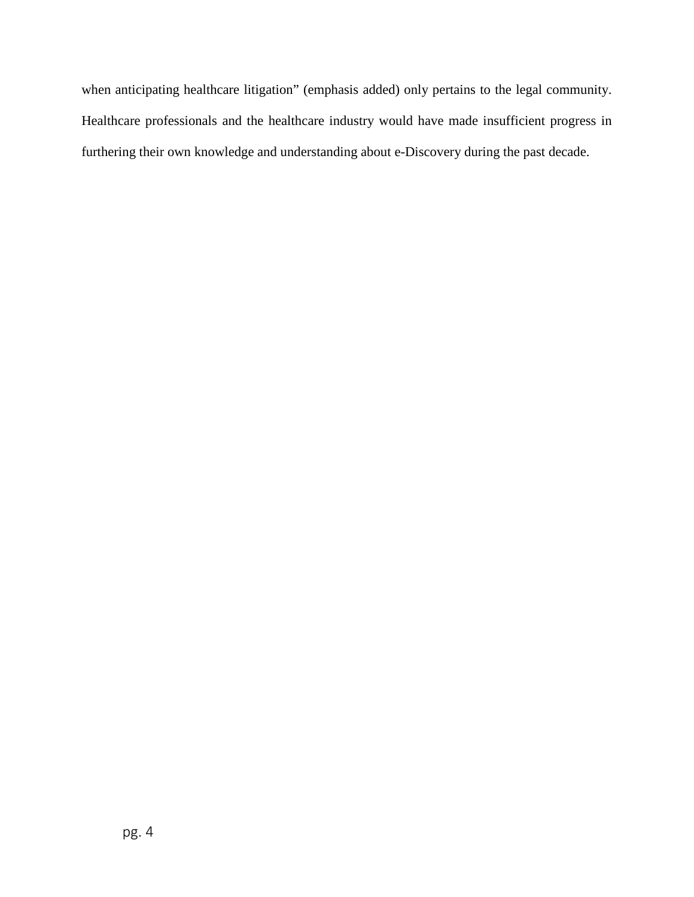when anticipating healthcare litigation" (emphasis added) only pertains to the legal community. Healthcare professionals and the healthcare industry would have made insufficient progress in furthering their own knowledge and understanding about e-Discovery during the past decade.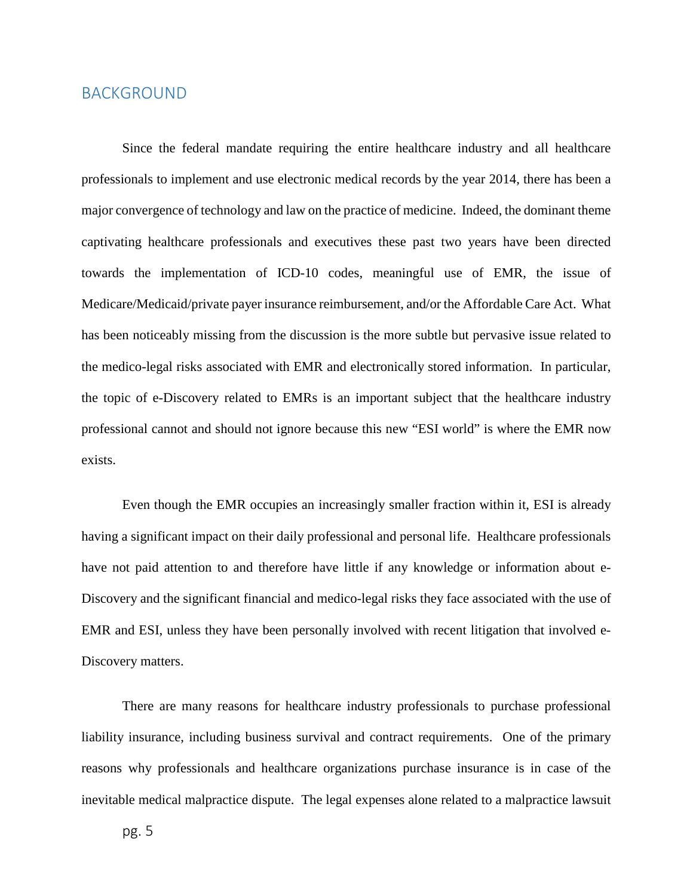## BACKGROUND

Since the federal mandate requiring the entire healthcare industry and all healthcare professionals to implement and use electronic medical records by the year 2014, there has been a major convergence of technology and law on the practice of medicine. Indeed, the dominant theme captivating healthcare professionals and executives these past two years have been directed towards the implementation of ICD-10 codes, meaningful use of EMR, the issue of Medicare/Medicaid/private payer insurance reimbursement, and/or the Affordable Care Act. What has been noticeably missing from the discussion is the more subtle but pervasive issue related to the medico-legal risks associated with EMR and electronically stored information. In particular, the topic of e-Discovery related to EMRs is an important subject that the healthcare industry professional cannot and should not ignore because this new "ESI world" is where the EMR now exists.

Even though the EMR occupies an increasingly smaller fraction within it, ESI is already having a significant impact on their daily professional and personal life. Healthcare professionals have not paid attention to and therefore have little if any knowledge or information about e-Discovery and the significant financial and medico-legal risks they face associated with the use of EMR and ESI, unless they have been personally involved with recent litigation that involved e-Discovery matters.

There are many reasons for healthcare industry professionals to purchase professional liability insurance, including business survival and contract requirements. One of the primary reasons why professionals and healthcare organizations purchase insurance is in case of the inevitable medical malpractice dispute. The legal expenses alone related to a malpractice lawsuit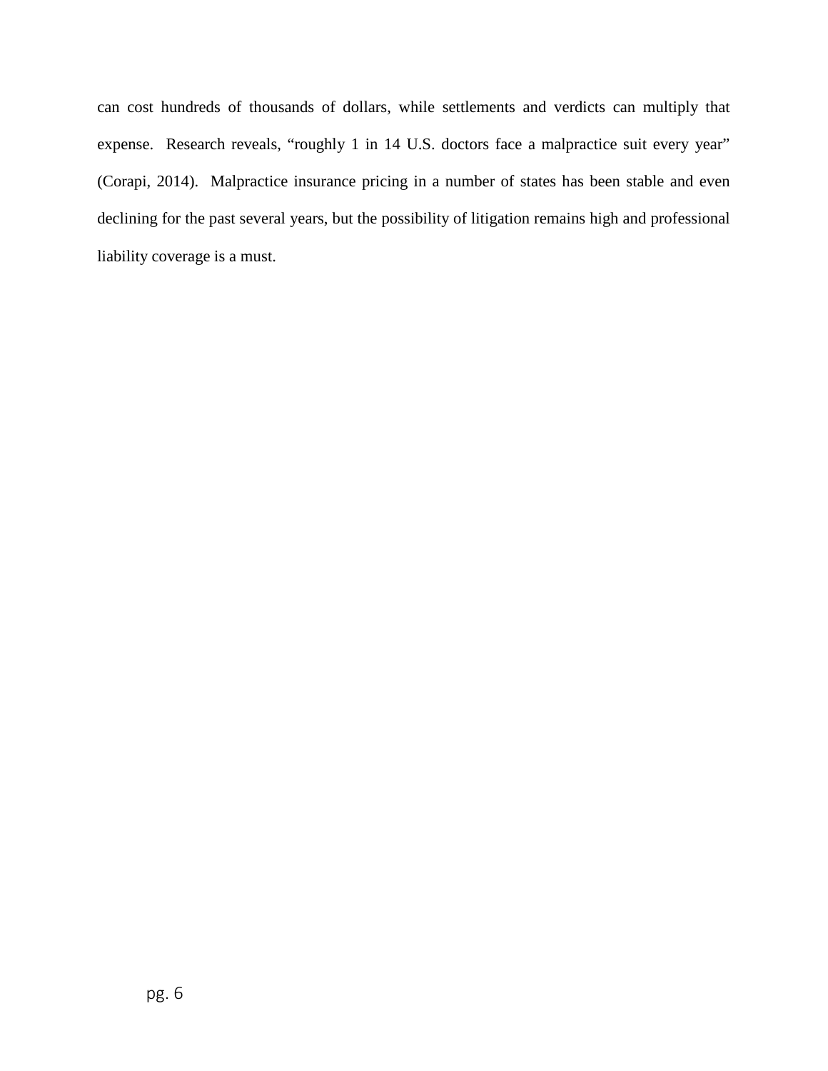can cost hundreds of thousands of dollars, while settlements and verdicts can multiply that expense.  Research reveals, "roughly 1 in 14 U.S. doctors face a malpractice suit every year" (Corapi, 2014).  Malpractice insurance pricing in a number of states has been stable and even declining for the past several years, but the possibility of litigation remains high and professional liability coverage is a must.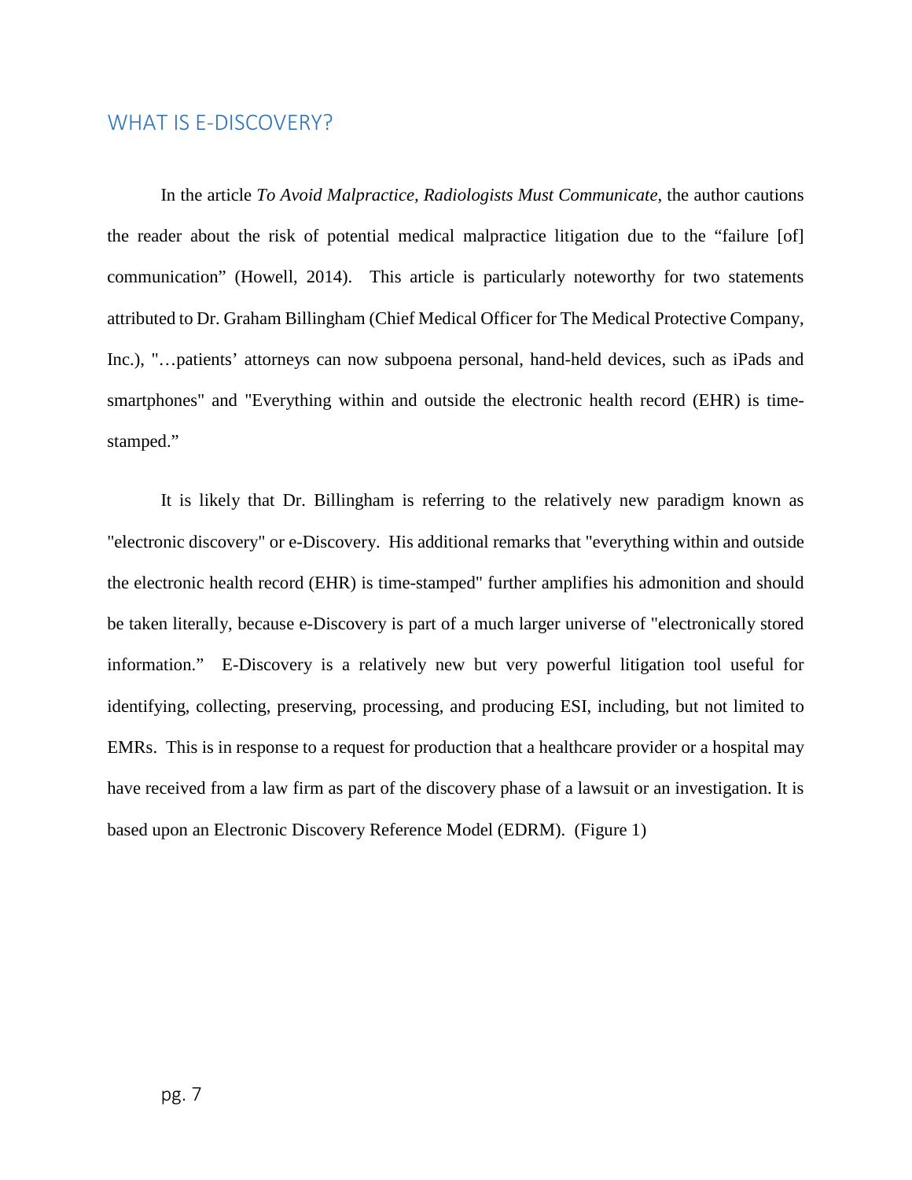## WHAT IS E-DISCOVERY?

In the article *To Avoid Malpractice, Radiologists Must Communicate*, the author cautions the reader about the risk of potential medical malpractice litigation due to the "failure [of] communication" (Howell, 2014). This article is particularly noteworthy for two statements attributed to Dr. Graham Billingham (Chief Medical Officer for The Medical Protective Company, Inc.), "…patients' attorneys can now subpoena personal, hand-held devices, such as iPads and smartphones" and "Everything within and outside the electronic health record (EHR) is time-stamped."

It is likely that Dr. Billingham is referring to the relatively new paradigm known as "electronic discovery" or e-Discovery. His additional remarks that "everything within and outside the electronic health record (EHR) is time-stamped" further amplifies his admonition and should be taken literally, because e-Discovery is part of a much larger universe of "electronically stored information." E-Discovery is a relatively new but very powerful litigation tool useful for identifying, collecting, preserving, processing, and producing ESI, including, but not limited to EMRs. This is in response to a request for production that a healthcare provider or a hospital may have received from a law firm as part of the discovery phase of a lawsuit or an investigation. It is based upon an Electronic Discovery Reference Model (EDRM). (Figure 1)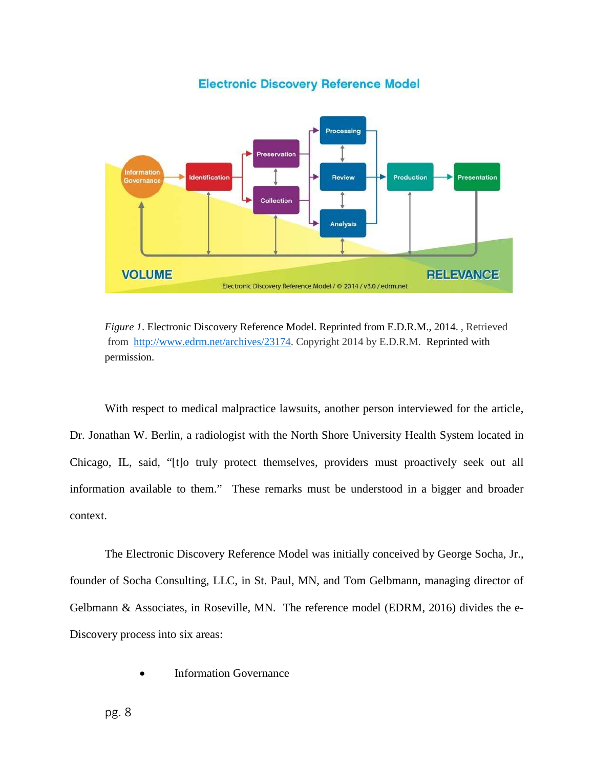*Figure 1*. Electronic Discovery Reference Model. Reprinted from E.D.R.M., 2014. , Retrieved from http://www.edrm.net/archives/23174. Copyright 2014 by E.D.R.M. Reprinted with permission.

With respect to medical malpractice lawsuits, another person interviewed for the article, Dr. Jonathan W. Berlin, a radiologist with the North Shore University Health System located in Chicago, IL, said, "[t]o truly protect themselves, providers must proactively seek out all information available to them." These remarks must be understood in a bigger and broader context.

The Electronic Discovery Reference Model was initially conceived by George Socha, Jr., founder of Socha Consulting, LLC, in St. Paul, MN, and Tom Gelbmann, managing director of Gelbmann & Associates, in Roseville, MN. The reference model (EDRM, 2016) divides the e-Discovery process into six areas:

- Information Governance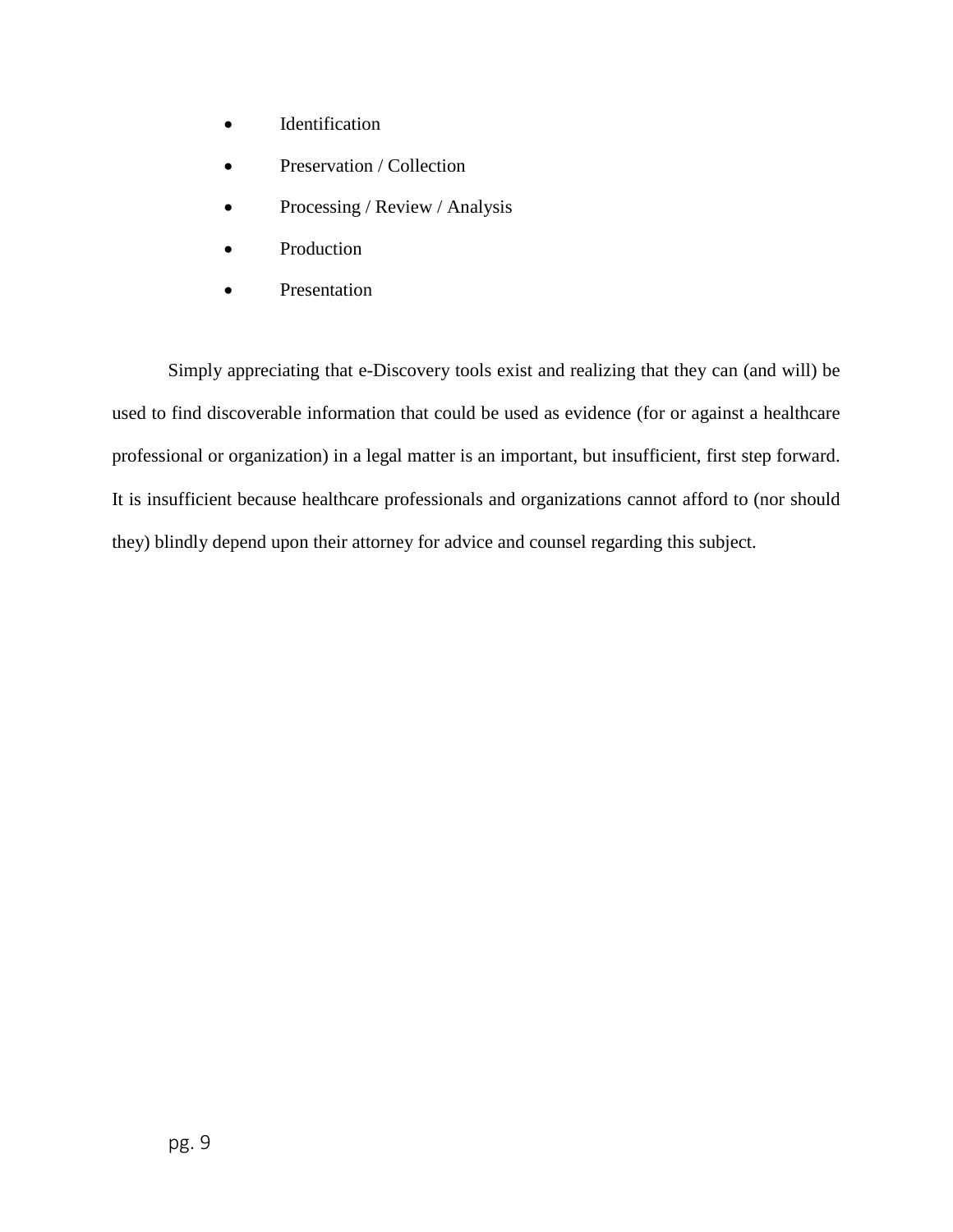- Identification
- Preservation / Collection
- Processing / Review / Analysis
- Production
- Presentation

Simply appreciating that e-Discovery tools exist and realizing that they can (and will) be used to find discoverable information that could be used as evidence (for or against a healthcare professional or organization) in a legal matter is an important, but insufficient, first step forward. It is insufficient because healthcare professionals and organizations cannot afford to (nor should they) blindly depend upon their attorney for advice and counsel regarding this subject.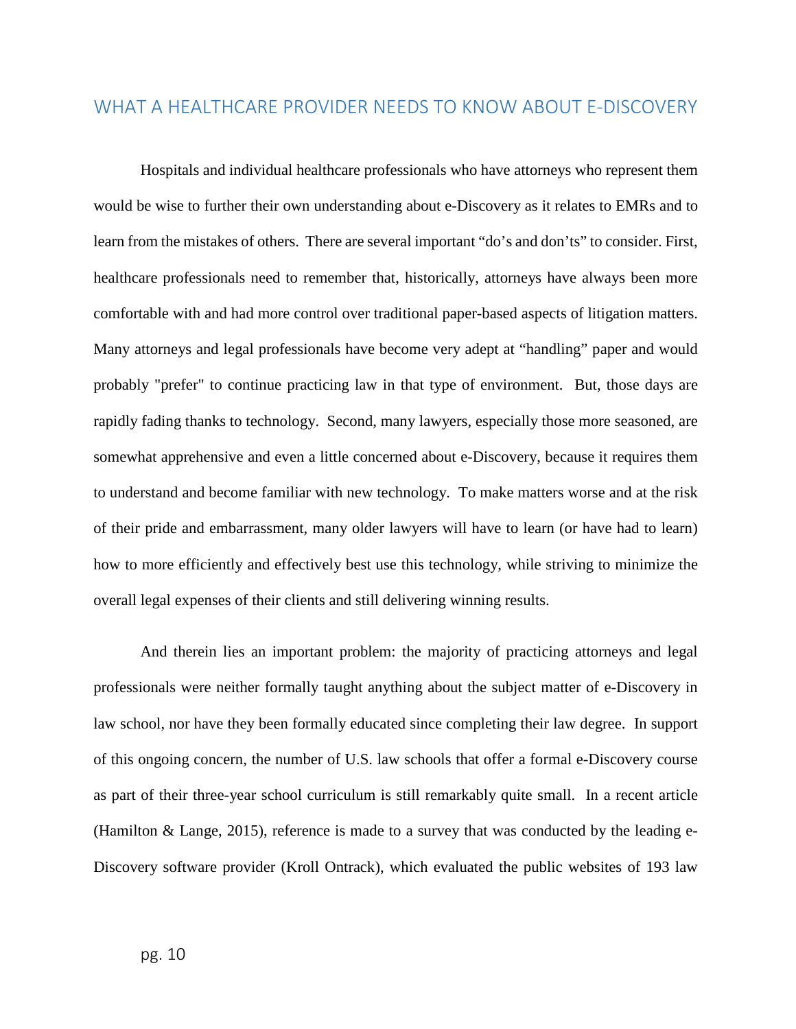## WHAT A HEALTHCARE PROVIDER NEEDS TO KNOW ABOUT E-DISCOVERY

Hospitals and individual healthcare professionals who have attorneys who represent them would be wise to further their own understanding about e-Discovery as it relates to EMRs and to learn from the mistakes of others. There are several important "do's and don'ts" to consider. First, healthcare professionals need to remember that, historically, attorneys have always been more comfortable with and had more control over traditional paper-based aspects of litigation matters. Many attorneys and legal professionals have become very adept at "handling" paper and would probably "prefer" to continue practicing law in that type of environment. But, those days are rapidly fading thanks to technology. Second, many lawyers, especially those more seasoned, are somewhat apprehensive and even a little concerned about e-Discovery, because it requires them to understand and become familiar with new technology. To make matters worse and at the risk of their pride and embarrassment, many older lawyers will have to learn (or have had to learn) how to more efficiently and effectively best use this technology, while striving to minimize the overall legal expenses of their clients and still delivering winning results.

And therein lies an important problem: the majority of practicing attorneys and legal professionals were neither formally taught anything about the subject matter of e-Discovery in law school, nor have they been formally educated since completing their law degree. In support of this ongoing concern, the number of U.S. law schools that offer a formal e-Discovery course as part of their three-year school curriculum is still remarkably quite small. In a recent article (Hamilton & Lange, 2015), reference is made to a survey that was conducted by the leading e-Discovery software provider (Kroll Ontrack), which evaluated the public websites of 193 law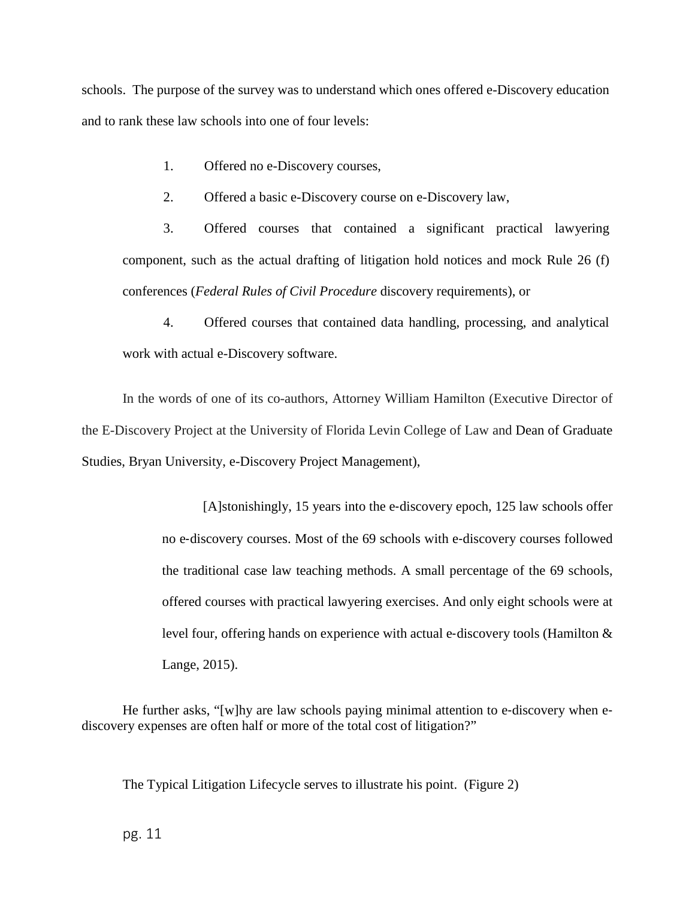schools. The purpose of the survey was to understand which ones offered e-Discovery education and to rank these law schools into one of four levels:

1. Offered no e-Discovery courses,
2. Offered a basic e-Discovery course on e-Discovery law,
3. Offered courses that contained a significant practical lawyering component, such as the actual drafting of litigation hold notices and mock Rule 26 (f) conferences (*Federal Rules of Civil Procedure* discovery requirements), or
4. Offered courses that contained data handling, processing, and analytical work with actual e-Discovery software.

In the words of one of its co-authors, Attorney William Hamilton (Executive Director of the E-Discovery Project at the University of Florida Levin College of Law and Dean of Graduate Studies, Bryan University, e-Discovery Project Management),

> [A]stonishingly, 15 years into the e-discovery epoch, 125 law schools offer no e-discovery courses. Most of the 69 schools with e-discovery courses followed the traditional case law teaching methods. A small percentage of the 69 schools, offered courses with practical lawyering exercises. And only eight schools were at level four, offering hands on experience with actual e-discovery tools (Hamilton & Lange, 2015).

He further asks, "[w]hy are law schools paying minimal attention to e-discovery when e-discovery expenses are often half or more of the total cost of litigation?"

The Typical Litigation Lifecycle serves to illustrate his point. (Figure 2)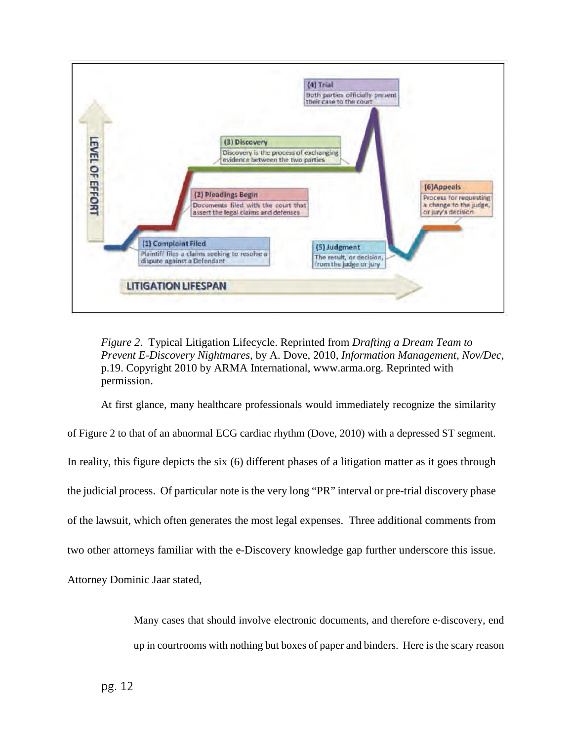*Figure 2*. Typical Litigation Lifecycle. Reprinted from *Drafting a Dream Team to Prevent E-Discovery Nightmares,* by A. Dove, 2010, *Information Management, Nov/Dec,* p.19. Copyright 2010 by ARMA International, www.arma.org. Reprinted with permission.

At first glance, many healthcare professionals would immediately recognize the similarity of Figure 2 to that of an abnormal ECG cardiac rhythm (Dove, 2010) with a depressed ST segment. In reality, this figure depicts the six (6) different phases of a litigation matter as it goes through the judicial process. Of particular note is the very long "PR" interval or pre-trial discovery phase of the lawsuit, which often generates the most legal expenses. Three additional comments from two other attorneys familiar with the e-Discovery knowledge gap further underscore this issue. Attorney Dominic Jaar stated,

> Many cases that should involve electronic documents, and therefore e-discovery, end up in courtrooms with nothing but boxes of paper and binders. Here is the scary reason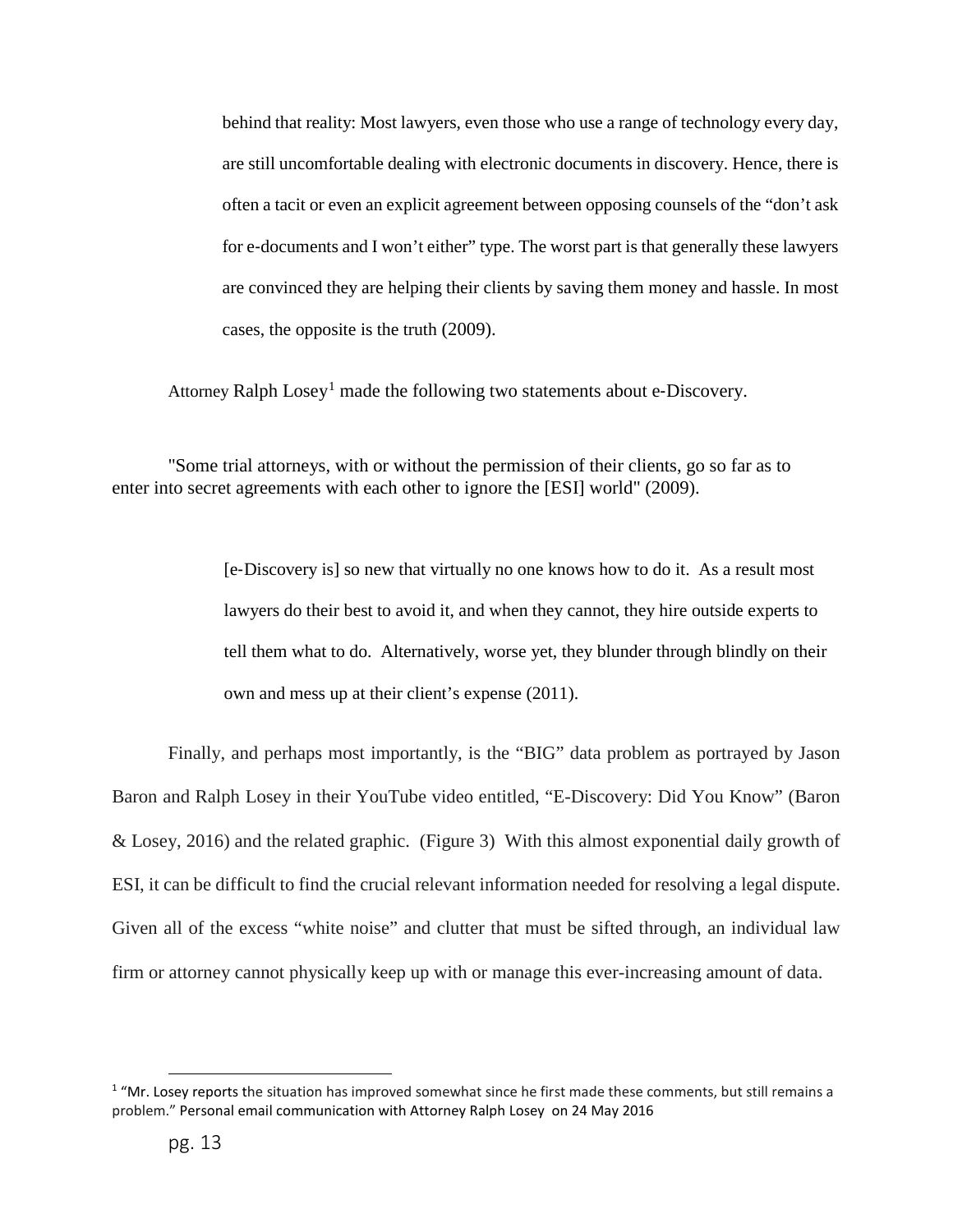> behind that reality: Most lawyers, even those who use a range of technology every day, are still uncomfortable dealing with electronic documents in discovery. Hence, there is often a tacit or even an explicit agreement between opposing counsels of the "don't ask for e-documents and I won't either" type. The worst part is that generally these lawyers are convinced they are helping their clients by saving them money and hassle. In most cases, the opposite is the truth (2009).

Attorney Ralph Losey[1] made the following two statements about e-Discovery.

"Some trial attorneys, with or without the permission of their clients, go so far as to enter into secret agreements with each other to ignore the [ESI] world" (2009).

> [e-Discovery is] so new that virtually no one knows how to do it. As a result most lawyers do their best to avoid it, and when they cannot, they hire outside experts to tell them what to do. Alternatively, worse yet, they blunder through blindly on their own and mess up at their client's expense (2011).

Finally, and perhaps most importantly, is the "BIG" data problem as portrayed by Jason Baron and Ralph Losey in their YouTube video entitled, "E-Discovery: Did You Know" (Baron & Losey, 2016) and the related graphic. (Figure 3) With this almost exponential daily growth of ESI, it can be difficult to find the crucial relevant information needed for resolving a legal dispute. Given all of the excess "white noise" and clutter that must be sifted through, an individual law firm or attorney cannot physically keep up with or manage this ever-increasing amount of data.

---

[1] "Mr. Losey reports the situation has improved somewhat since he first made these comments, but still remains a problem." Personal email communication with Attorney Ralph Losey on 24 May 2016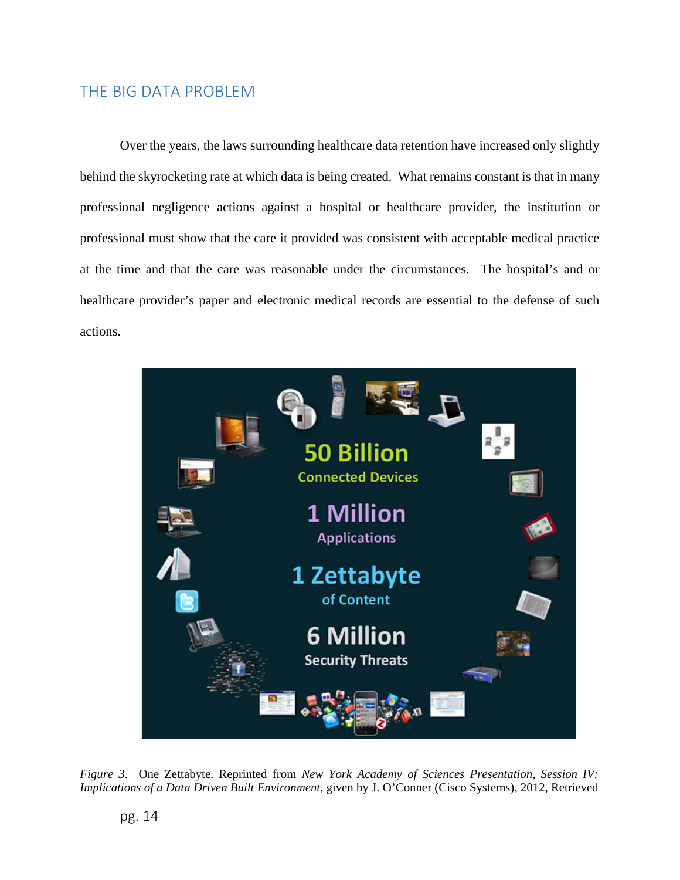## THE BIG DATA PROBLEM

Over the years, the laws surrounding healthcare data retention have increased only slightly behind the skyrocketing rate at which data is being created. What remains constant is that in many professional negligence actions against a hospital or healthcare provider, the institution or professional must show that the care it provided was consistent with acceptable medical practice at the time and that the care was reasonable under the circumstances. The hospital's and or healthcare provider's paper and electronic medical records are essential to the defense of such actions.

*Figure 3.* One Zettabyte. Reprinted from *New York Academy of Sciences Presentation, Session IV: Implications of a Data Driven Built Environment,* given by J. O'Conner (Cisco Systems), 2012, Retrieved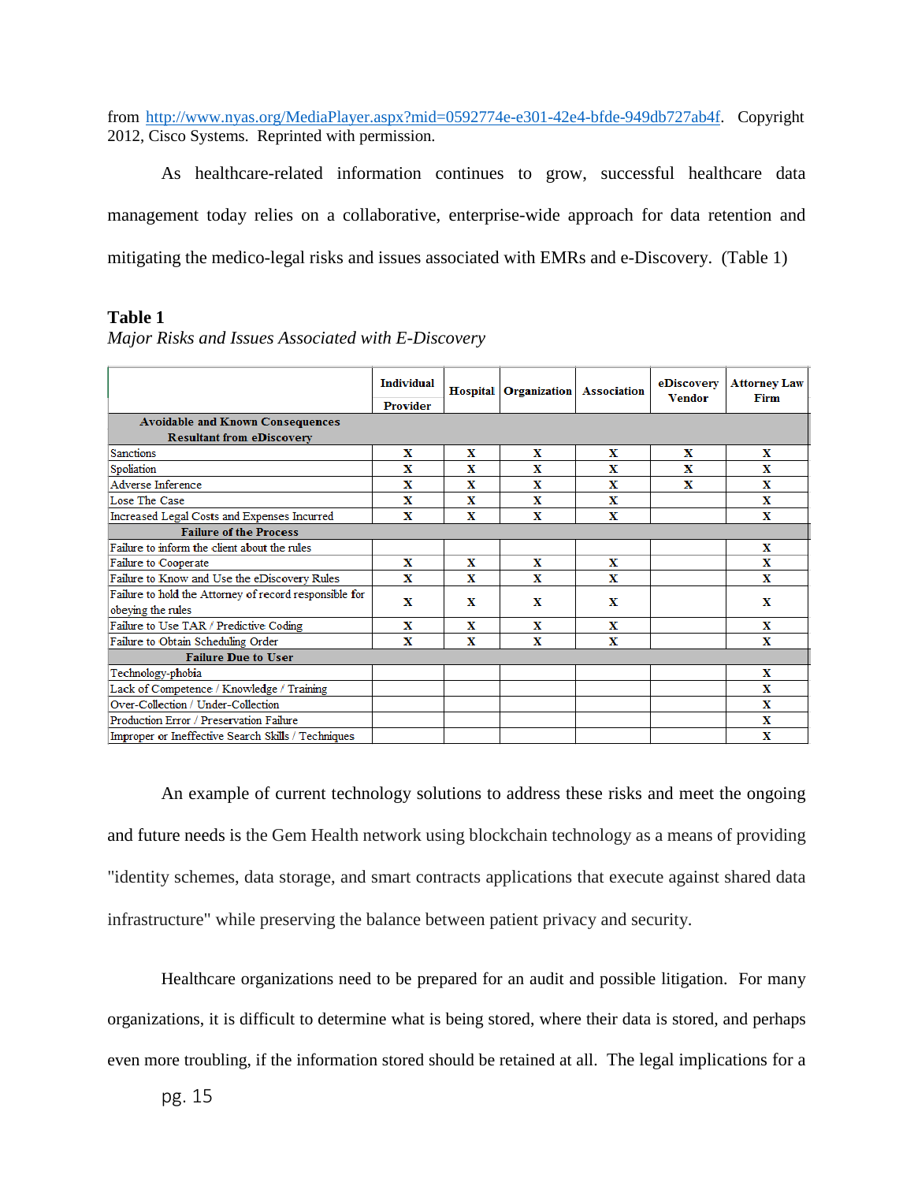from http://www.nyas.org/MediaPlayer.aspx?mid=0592774e-e301-42e4-bfde-949db727ab4f. Copyright 2012, Cisco Systems. Reprinted with permission.

As healthcare-related information continues to grow, successful healthcare data management today relies on a collaborative, enterprise-wide approach for data retention and mitigating the medico-legal risks and issues associated with EMRs and e-Discovery. (Table 1)

**Table 1**

*Major Risks and Issues Associated with E-Discovery*

| | Individual Provider | Hospital | Organization | Association | eDiscovery Vendor | Attorney Law Firm |
|---|---|---|---|---|---|---|
| **Avoidable and Known Consequences Resultant from eDiscovery** | | | | | | |
| Sanctions | X | X | X | X | X | X |
| Spoliation | X | X | X | X | X | X |
| Adverse Inference | X | X | X | X | X | X |
| Lose The Case | X | X | X | X | | X |
| Increased Legal Costs and Expenses Incurred | X | X | X | X | | X |
| **Failure of the Process** | | | | | | |
| Failure to inform the client about the rules | | | | | | X |
| Failure to Cooperate | X | X | X | X | | X |
| Failure to Know and Use the eDiscovery Rules | X | X | X | X | | X |
| Failure to hold the Attorney of record responsible for obeying the rules | X | X | X | X | | X |
| Failure to Use TAR / Predictive Coding | X | X | X | X | | X |
| Failure to Obtain Scheduling Order | X | X | X | X | | X |
| **Failure Due to User** | | | | | | |
| Technology-phobia | | | | | | X |
| Lack of Competence / Knowledge / Training | | | | | | X |
| Over-Collection / Under-Collection | | | | | | X |
| Production Error / Preservation Failure | | | | | | X |
| Improper or Ineffective Search Skills / Techniques | | | | | | X |

An example of current technology solutions to address these risks and meet the ongoing and future needs is the Gem Health network using blockchain technology as a means of providing "identity schemes, data storage, and smart contracts applications that execute against shared data infrastructure" while preserving the balance between patient privacy and security.

Healthcare organizations need to be prepared for an audit and possible litigation. For many organizations, it is difficult to determine what is being stored, where their data is stored, and perhaps even more troubling, if the information stored should be retained at all. The legal implications for a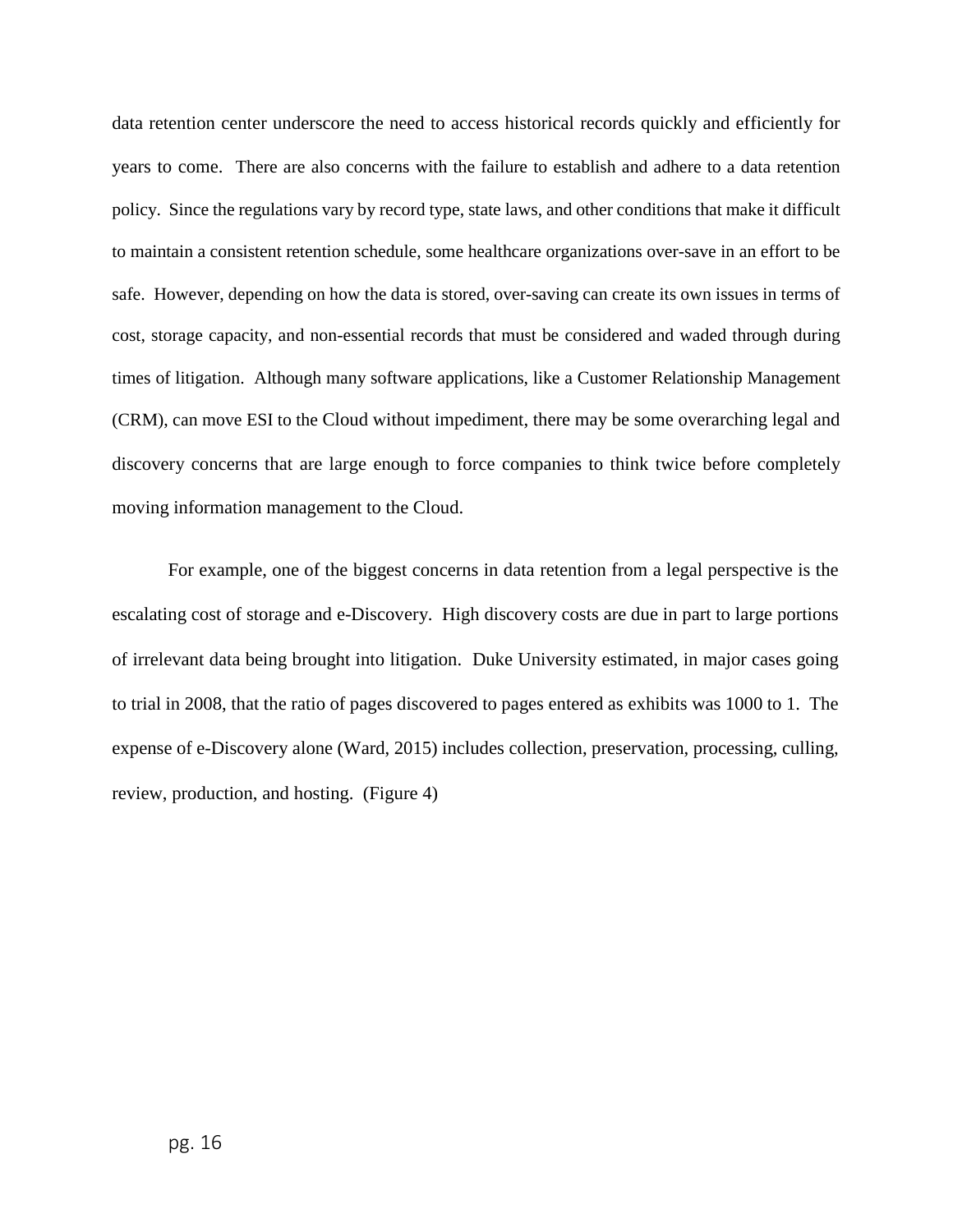data retention center underscore the need to access historical records quickly and efficiently for years to come. There are also concerns with the failure to establish and adhere to a data retention policy. Since the regulations vary by record type, state laws, and other conditions that make it difficult to maintain a consistent retention schedule, some healthcare organizations over-save in an effort to be safe. However, depending on how the data is stored, over-saving can create its own issues in terms of cost, storage capacity, and non-essential records that must be considered and waded through during times of litigation. Although many software applications, like a Customer Relationship Management (CRM), can move ESI to the Cloud without impediment, there may be some overarching legal and discovery concerns that are large enough to force companies to think twice before completely moving information management to the Cloud.

For example, one of the biggest concerns in data retention from a legal perspective is the escalating cost of storage and e-Discovery. High discovery costs are due in part to large portions of irrelevant data being brought into litigation. Duke University estimated, in major cases going to trial in 2008, that the ratio of pages discovered to pages entered as exhibits was 1000 to 1. The expense of e-Discovery alone (Ward, 2015) includes collection, preservation, processing, culling, review, production, and hosting. (Figure 4)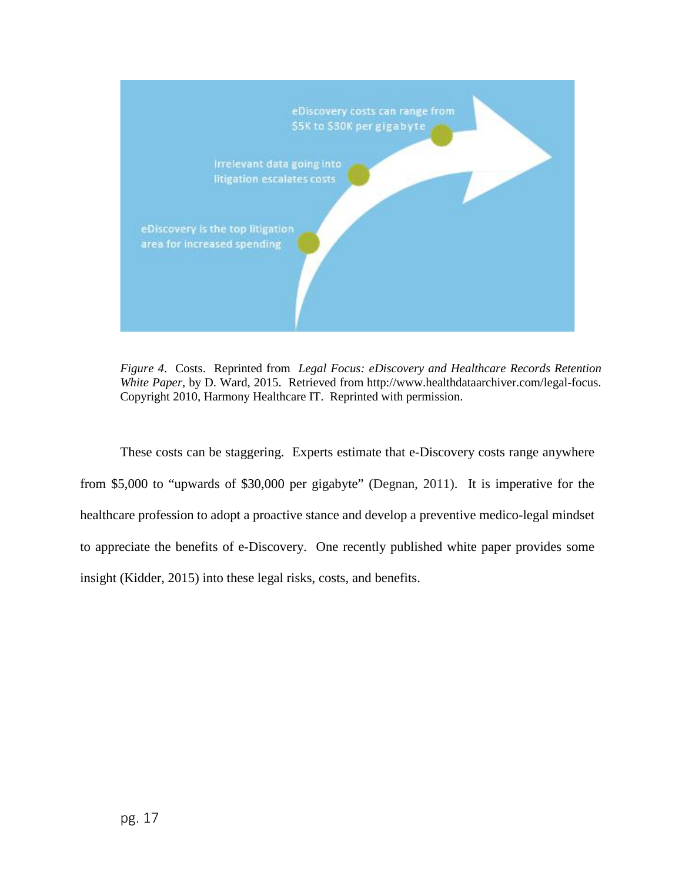eDiscovery costs can range from $5K to $30K per gigabyte

Irrelevant data going into litigation escalates costs

eDiscovery is the top litigation area for increased spending

*Figure 4*. Costs. Reprinted from *Legal Focus: eDiscovery and Healthcare Records Retention White Paper*, by D. Ward, 2015. Retrieved from http://www.healthdataarchiver.com/legal-focus. Copyright 2010, Harmony Healthcare IT. Reprinted with permission.

These costs can be staggering. Experts estimate that e-Discovery costs range anywhere from $5,000 to "upwards of $30,000 per gigabyte" (Degnan, 2011). It is imperative for the healthcare profession to adopt a proactive stance and develop a preventive medico-legal mindset to appreciate the benefits of e-Discovery. One recently published white paper provides some insight (Kidder, 2015) into these legal risks, costs, and benefits.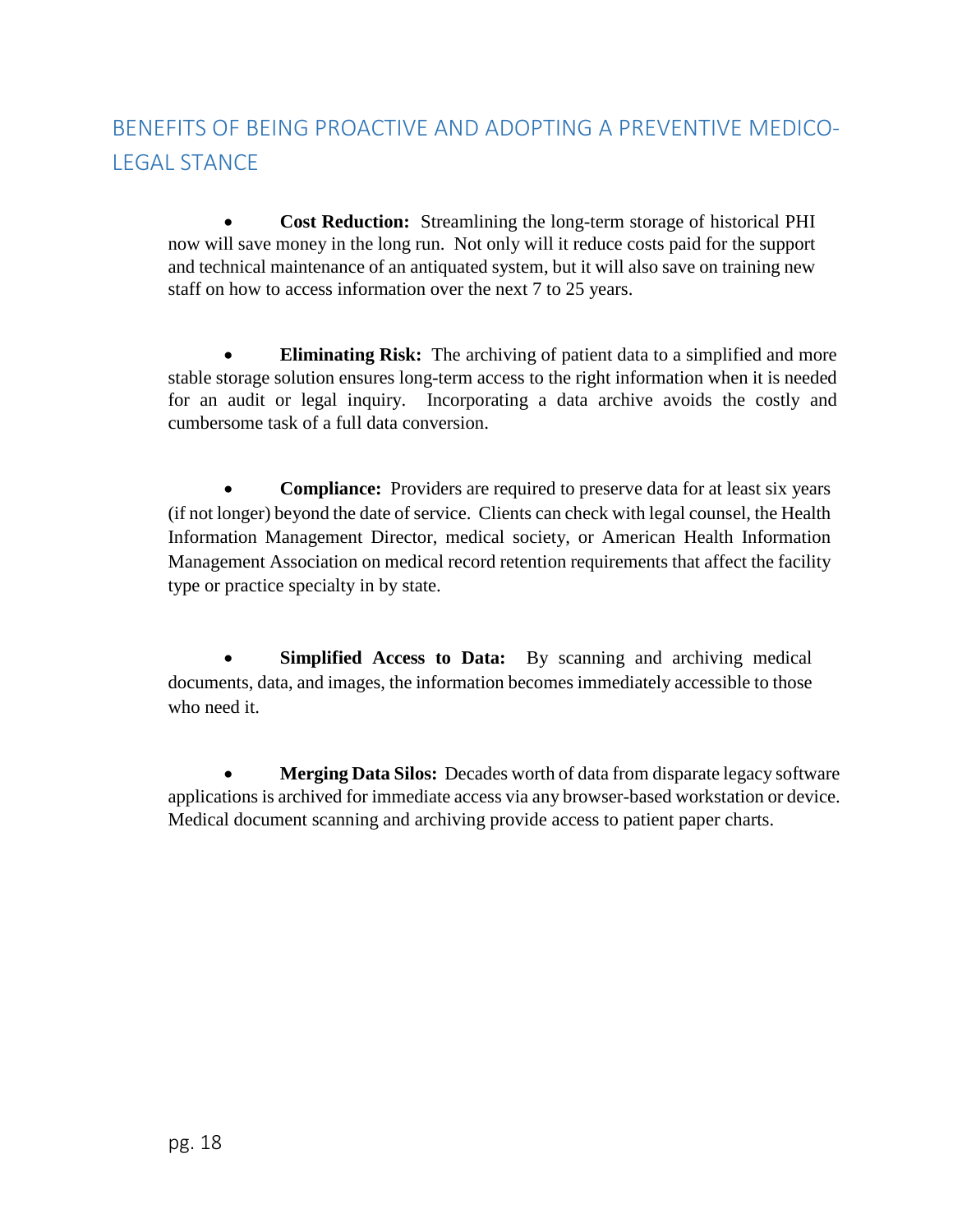## BENEFITS OF BEING PROACTIVE AND ADOPTING A PREVENTIVE MEDICO-LEGAL STANCE

- **Cost Reduction:** Streamlining the long-term storage of historical PHI now will save money in the long run. Not only will it reduce costs paid for the support and technical maintenance of an antiquated system, but it will also save on training new staff on how to access information over the next 7 to 25 years.

- **Eliminating Risk:** The archiving of patient data to a simplified and more stable storage solution ensures long-term access to the right information when it is needed for an audit or legal inquiry. Incorporating a data archive avoids the costly and cumbersome task of a full data conversion.

- **Compliance:** Providers are required to preserve data for at least six years (if not longer) beyond the date of service. Clients can check with legal counsel, the Health Information Management Director, medical society, or American Health Information Management Association on medical record retention requirements that affect the facility type or practice specialty in by state.

- **Simplified Access to Data:** By scanning and archiving medical documents, data, and images, the information becomes immediately accessible to those who need it.

- **Merging Data Silos:** Decades worth of data from disparate legacy software applications is archived for immediate access via any browser-based workstation or device. Medical document scanning and archiving provide access to patient paper charts.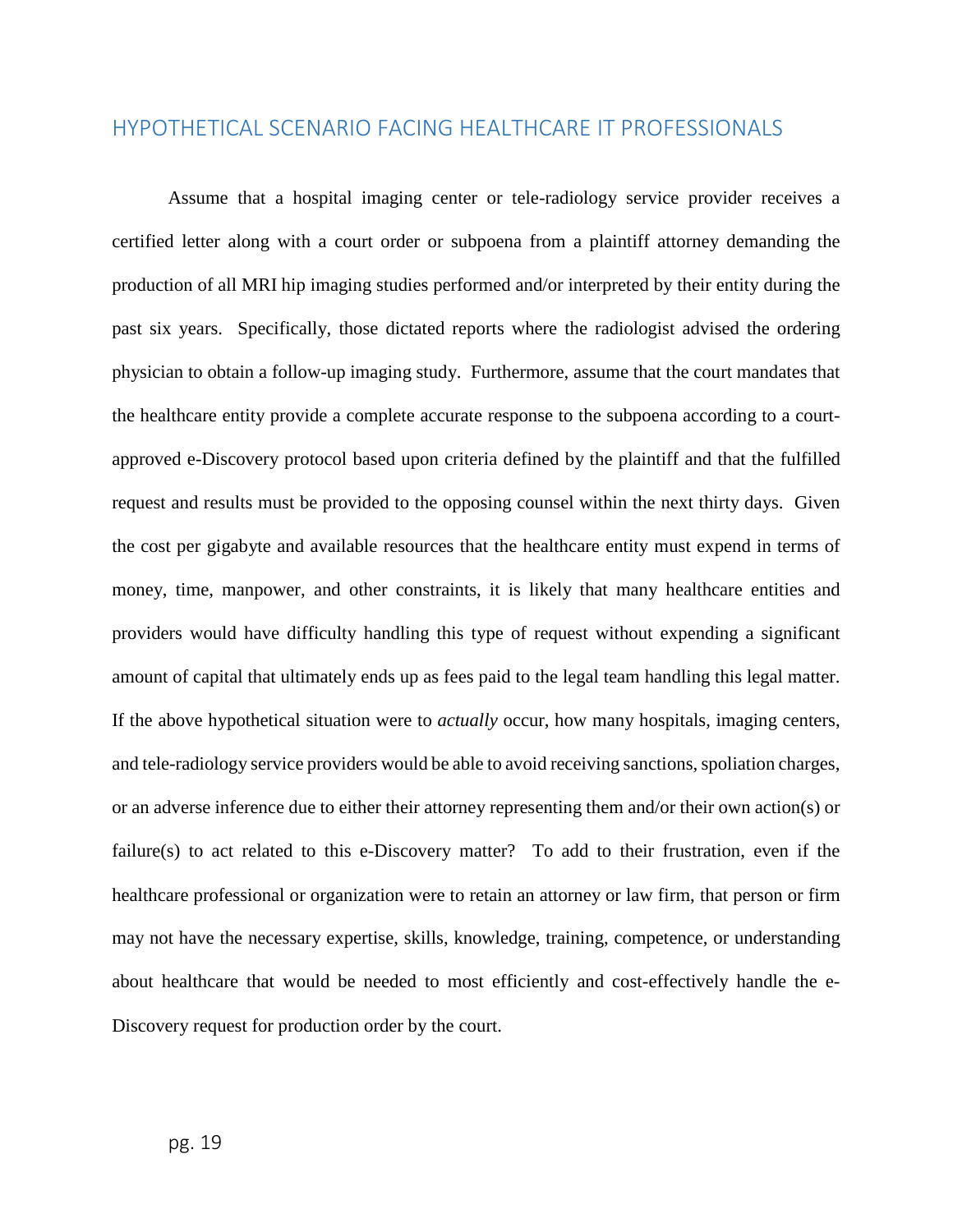## HYPOTHETICAL SCENARIO FACING HEALTHCARE IT PROFESSIONALS

Assume that a hospital imaging center or tele-radiology service provider receives a certified letter along with a court order or subpoena from a plaintiff attorney demanding the production of all MRI hip imaging studies performed and/or interpreted by their entity during the past six years. Specifically, those dictated reports where the radiologist advised the ordering physician to obtain a follow-up imaging study. Furthermore, assume that the court mandates that the healthcare entity provide a complete accurate response to the subpoena according to a court-approved e-Discovery protocol based upon criteria defined by the plaintiff and that the fulfilled request and results must be provided to the opposing counsel within the next thirty days. Given the cost per gigabyte and available resources that the healthcare entity must expend in terms of money, time, manpower, and other constraints, it is likely that many healthcare entities and providers would have difficulty handling this type of request without expending a significant amount of capital that ultimately ends up as fees paid to the legal team handling this legal matter. If the above hypothetical situation were to *actually* occur, how many hospitals, imaging centers, and tele-radiology service providers would be able to avoid receiving sanctions, spoliation charges, or an adverse inference due to either their attorney representing them and/or their own action(s) or failure(s) to act related to this e-Discovery matter? To add to their frustration, even if the healthcare professional or organization were to retain an attorney or law firm, that person or firm may not have the necessary expertise, skills, knowledge, training, competence, or understanding about healthcare that would be needed to most efficiently and cost-effectively handle the e-Discovery request for production order by the court.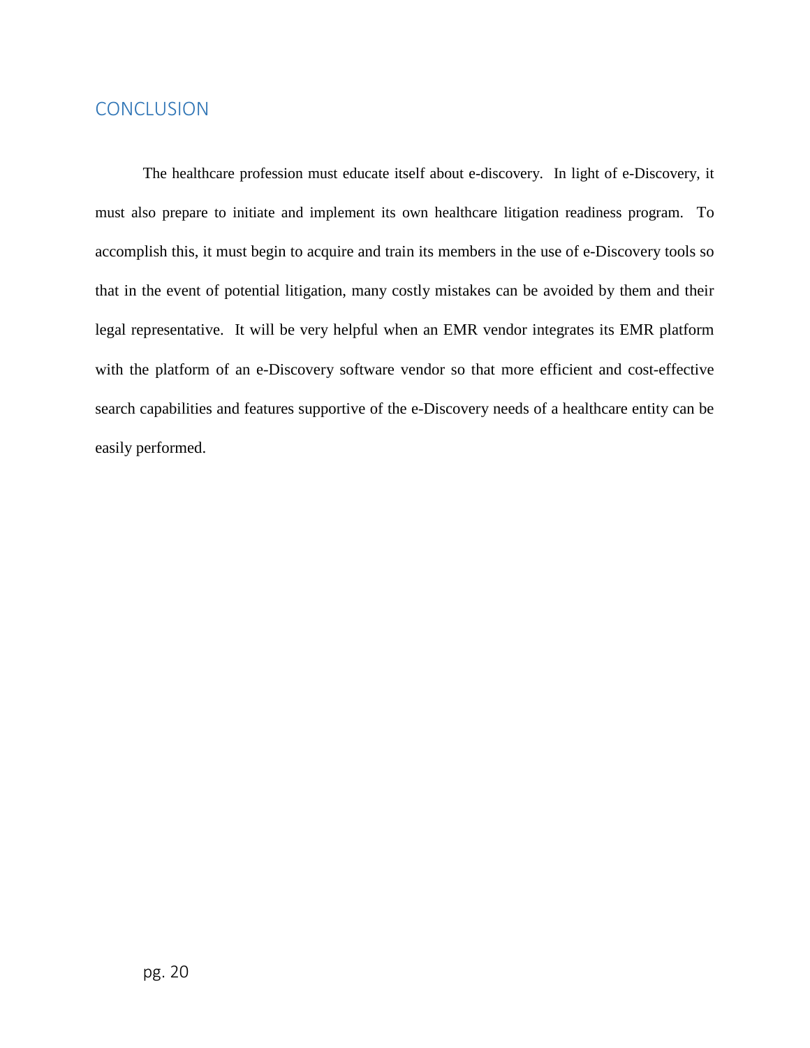## CONCLUSION

The healthcare profession must educate itself about e-discovery. In light of e-Discovery, it must also prepare to initiate and implement its own healthcare litigation readiness program. To accomplish this, it must begin to acquire and train its members in the use of e-Discovery tools so that in the event of potential litigation, many costly mistakes can be avoided by them and their legal representative. It will be very helpful when an EMR vendor integrates its EMR platform with the platform of an e-Discovery software vendor so that more efficient and cost-effective search capabilities and features supportive of the e-Discovery needs of a healthcare entity can be easily performed.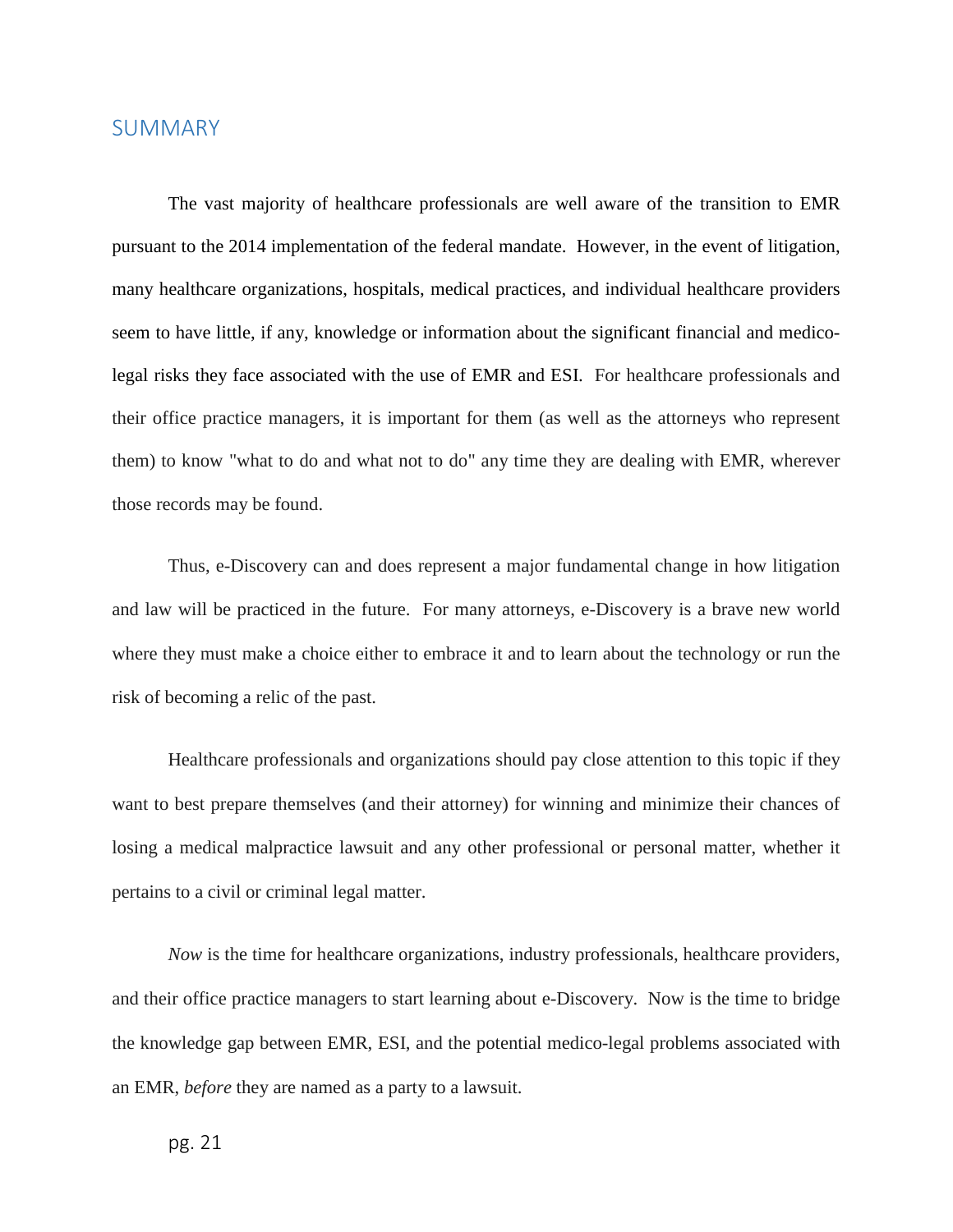## SUMMARY

The vast majority of healthcare professionals are well aware of the transition to EMR pursuant to the 2014 implementation of the federal mandate. However, in the event of litigation, many healthcare organizations, hospitals, medical practices, and individual healthcare providers seem to have little, if any, knowledge or information about the significant financial and medico-legal risks they face associated with the use of EMR and ESI. For healthcare professionals and their office practice managers, it is important for them (as well as the attorneys who represent them) to know "what to do and what not to do" any time they are dealing with EMR, wherever those records may be found.

Thus, e-Discovery can and does represent a major fundamental change in how litigation and law will be practiced in the future. For many attorneys, e-Discovery is a brave new world where they must make a choice either to embrace it and to learn about the technology or run the risk of becoming a relic of the past.

Healthcare professionals and organizations should pay close attention to this topic if they want to best prepare themselves (and their attorney) for winning and minimize their chances of losing a medical malpractice lawsuit and any other professional or personal matter, whether it pertains to a civil or criminal legal matter.

*Now* is the time for healthcare organizations, industry professionals, healthcare providers, and their office practice managers to start learning about e-Discovery. Now is the time to bridge the knowledge gap between EMR, ESI, and the potential medico-legal problems associated with an EMR, *before* they are named as a party to a lawsuit.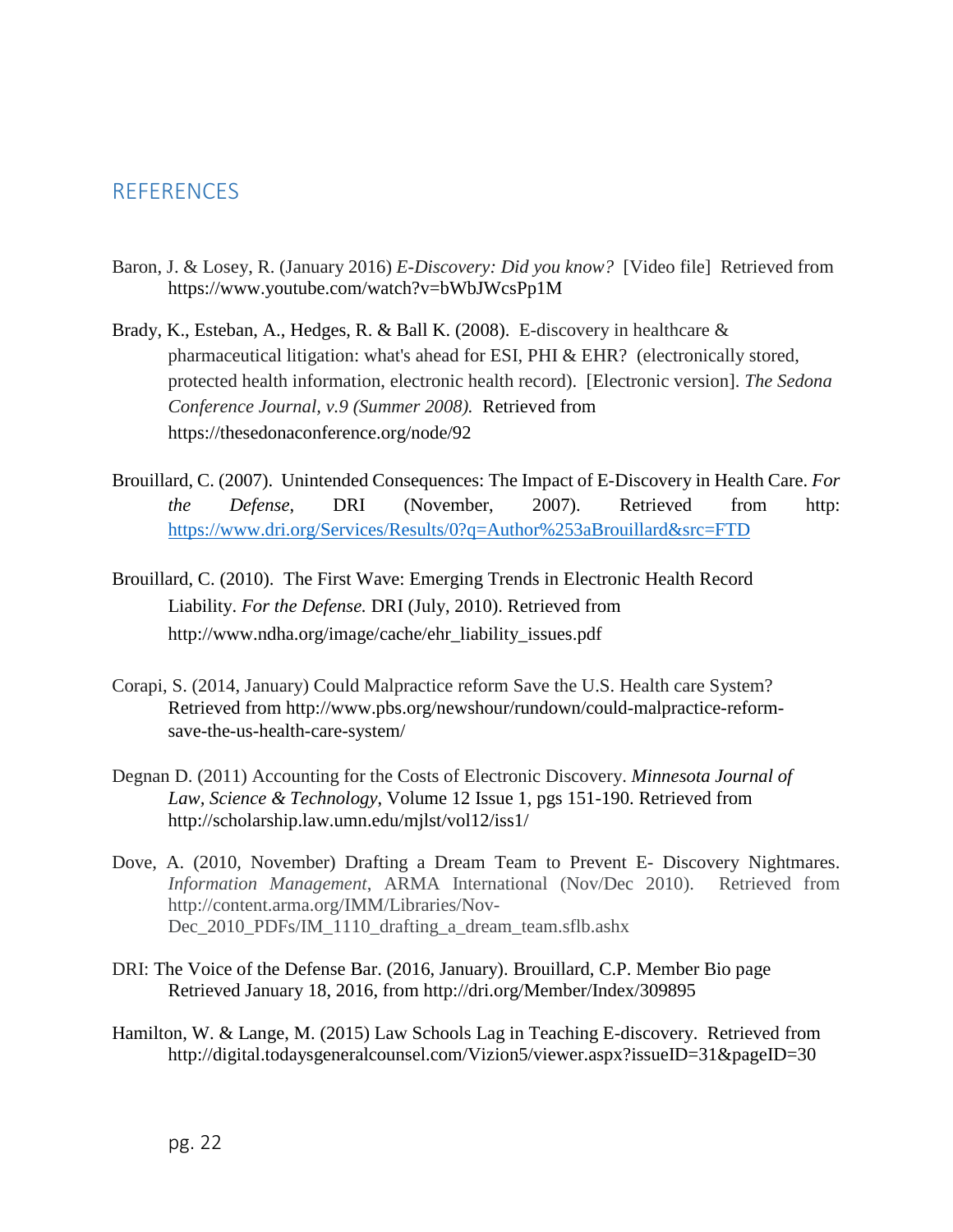## REFERENCES

Baron, J. & Losey, R. (January 2016) *E-Discovery: Did you know?* [Video file] Retrieved from https://www.youtube.com/watch?v=bWbJWcsPp1M

Brady, K., Esteban, A., Hedges, R. & Ball K. (2008). E-discovery in healthcare & pharmaceutical litigation: what's ahead for ESI, PHI & EHR? (electronically stored, protected health information, electronic health record). [Electronic version]. *The Sedona Conference Journal, v.9 (Summer 2008).* Retrieved from https://thesedonaconference.org/node/92

Brouillard, C. (2007). Unintended Consequences: The Impact of E-Discovery in Health Care. *For the Defense*, DRI (November, 2007). Retrieved from http: https://www.dri.org/Services/Results/0?q=Author%253aBrouillard&src=FTD

Brouillard, C. (2010). The First Wave: Emerging Trends in Electronic Health Record Liability. *For the Defense.* DRI (July, 2010). Retrieved from http://www.ndha.org/image/cache/ehr_liability_issues.pdf

Corapi, S. (2014, January) Could Malpractice reform Save the U.S. Health care System? Retrieved from http://www.pbs.org/newshour/rundown/could-malpractice-reform-save-the-us-health-care-system/

Degnan D. (2011) Accounting for the Costs of Electronic Discovery. *Minnesota Journal of Law, Science & Technology*, Volume 12 Issue 1, pgs 151-190. Retrieved from http://scholarship.law.umn.edu/mjlst/vol12/iss1/

Dove, A. (2010, November) Drafting a Dream Team to Prevent E- Discovery Nightmares. *Information Management*, ARMA International (Nov/Dec 2010). Retrieved from http://content.arma.org/IMM/Libraries/Nov-Dec_2010_PDFs/IM_1110_drafting_a_dream_team.sflb.ashx

DRI: The Voice of the Defense Bar. (2016, January). Brouillard, C.P. Member Bio page Retrieved January 18, 2016, from http://dri.org/Member/Index/309895

Hamilton, W. & Lange, M. (2015) Law Schools Lag in Teaching E-discovery. Retrieved from http://digital.todaysgeneralcounsel.com/Vizion5/viewer.aspx?issueID=31&pageID=30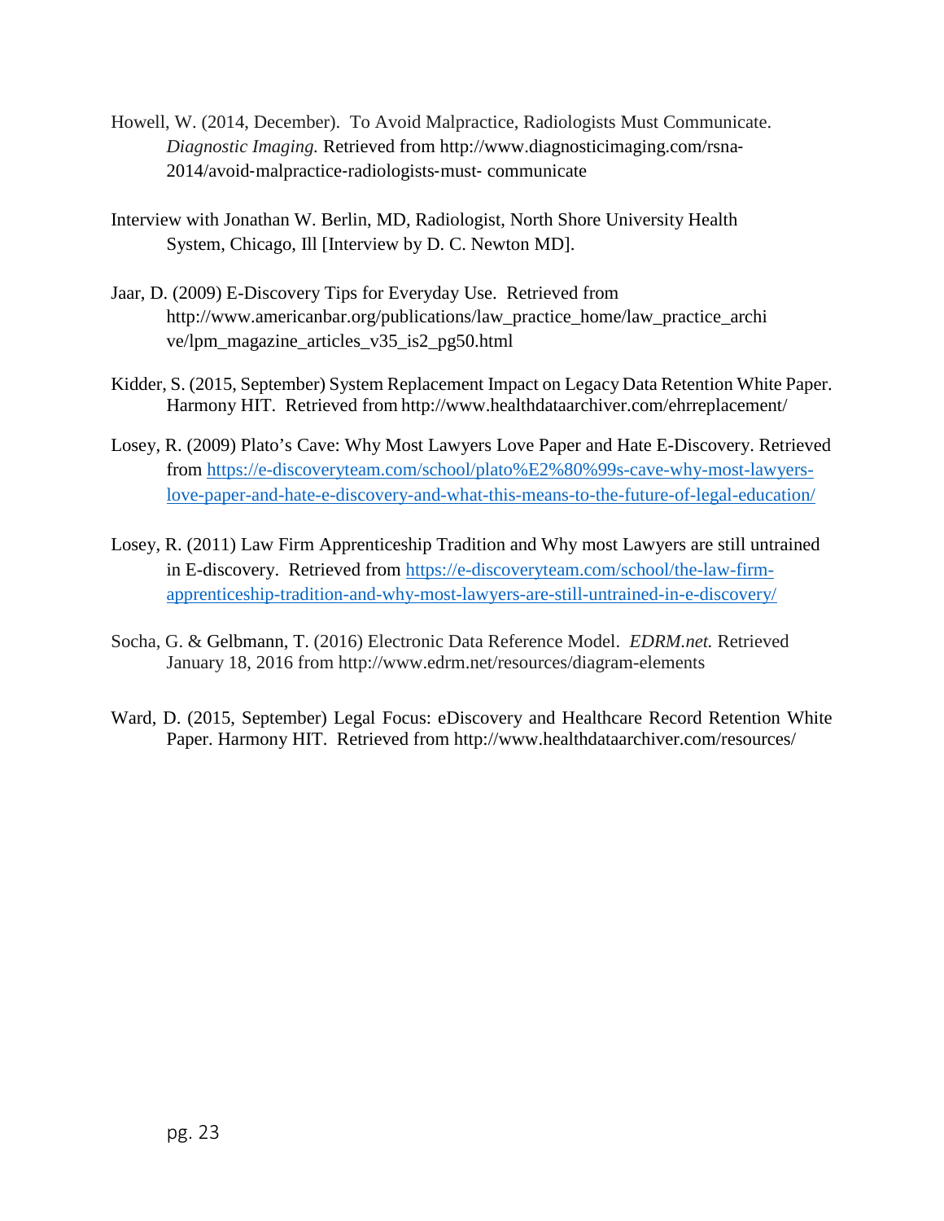Howell, W. (2014, December). To Avoid Malpractice, Radiologists Must Communicate. *Diagnostic Imaging.* Retrieved from http://www.diagnosticimaging.com/rsna-2014/avoid-malpractice-radiologists-must- communicate

Interview with Jonathan W. Berlin, MD, Radiologist, North Shore University Health System, Chicago, Ill [Interview by D. C. Newton MD].

Jaar, D. (2009) E-Discovery Tips for Everyday Use. Retrieved from http://www.americanbar.org/publications/law_practice_home/law_practice_archive/lpm_magazine_articles_v35_is2_pg50.html

Kidder, S. (2015, September) System Replacement Impact on Legacy Data Retention White Paper. Harmony HIT. Retrieved from http://www.healthdataarchiver.com/ehrreplacement/

Losey, R. (2009) Plato's Cave: Why Most Lawyers Love Paper and Hate E-Discovery. Retrieved from https://e-discoveryteam.com/school/plato%E2%80%99s-cave-why-most-lawyers-love-paper-and-hate-e-discovery-and-what-this-means-to-the-future-of-legal-education/

Losey, R. (2011) Law Firm Apprenticeship Tradition and Why most Lawyers are still untrained in E-discovery. Retrieved from https://e-discoveryteam.com/school/the-law-firm-apprenticeship-tradition-and-why-most-lawyers-are-still-untrained-in-e-discovery/

Socha, G. & Gelbmann, T. (2016) Electronic Data Reference Model. *EDRM.net.* Retrieved January 18, 2016 from http://www.edrm.net/resources/diagram-elements

Ward, D. (2015, September) Legal Focus: eDiscovery and Healthcare Record Retention White Paper. Harmony HIT. Retrieved from http://www.healthdataarchiver.com/resources/